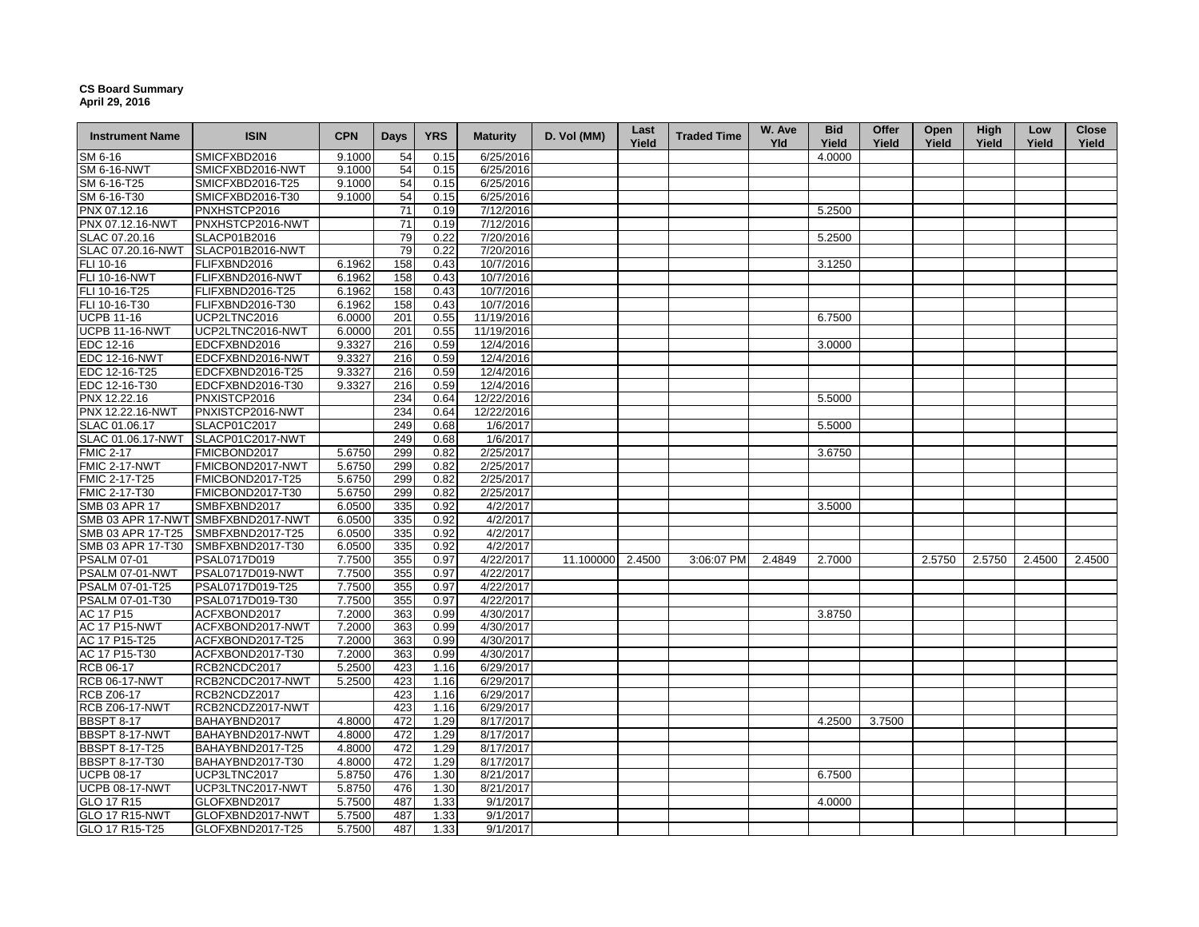**CS Board Summary**
**April 29, 2016**

| Instrument Name | ISIN | CPN | Days | YRS | Maturity | D. Vol (MM) | Last Yield | Traded Time | W. Ave Yld | Bid Yield | Offer Yield | Open Yield | High Yield | Low Yield | Close Yield |
|---|---|---|---|---|---|---|---|---|---|---|---|---|---|---|---|
| SM 6-16 | SMICFXBD2016 | 9.1000 | 54 | 0.15 | 6/25/2016 | | | | | 4.0000 | | | | | |
| SM 6-16-NWT | SMICFXBD2016-NWT | 9.1000 | 54 | 0.15 | 6/25/2016 | | | | | | | | | | |
| SM 6-16-T25 | SMICFXBD2016-T25 | 9.1000 | 54 | 0.15 | 6/25/2016 | | | | | | | | | | |
| SM 6-16-T30 | SMICFXBD2016-T30 | 9.1000 | 54 | 0.15 | 6/25/2016 | | | | | | | | | | |
| PNX 07.12.16 | PNXHSTCP2016 | | 71 | 0.19 | 7/12/2016 | | | | | 5.2500 | | | | | |
| PNX 07.12.16-NWT | PNXHSTCP2016-NWT | | 71 | 0.19 | 7/12/2016 | | | | | | | | | | |
| SLAC 07.20.16 | SLACP01B2016 | | 79 | 0.22 | 7/20/2016 | | | | | 5.2500 | | | | | |
| SLAC 07.20.16-NWT | SLACP01B2016-NWT | | 79 | 0.22 | 7/20/2016 | | | | | | | | | | |
| FLI 10-16 | FLIFXBND2016 | 6.1962 | 158 | 0.43 | 10/7/2016 | | | | | 3.1250 | | | | | |
| FLI 10-16-NWT | FLIFXBND2016-NWT | 6.1962 | 158 | 0.43 | 10/7/2016 | | | | | | | | | | |
| FLI 10-16-T25 | FLIFXBND2016-T25 | 6.1962 | 158 | 0.43 | 10/7/2016 | | | | | | | | | | |
| FLI 10-16-T30 | FLIFXBND2016-T30 | 6.1962 | 158 | 0.43 | 10/7/2016 | | | | | | | | | | |
| UCPB 11-16 | UCP2LTNC2016 | 6.0000 | 201 | 0.55 | 11/19/2016 | | | | | 6.7500 | | | | | |
| UCPB 11-16-NWT | UCP2LTNC2016-NWT | 6.0000 | 201 | 0.55 | 11/19/2016 | | | | | | | | | | |
| EDC 12-16 | EDCFXBND216 | 9.3327 | 216 | 0.59 | 12/4/2016 | | | | | 3.0000 | | | | | |
| EDC 12-16-NWT | EDCFXBND2016-NWT | 9.3327 | 216 | 0.59 | 12/4/2016 | | | | | | | | | | |
| EDC 12-16-T25 | EDCFXBND2016-T25 | 9.3327 | 216 | 0.59 | 12/4/2016 | | | | | | | | | | |
| EDC 12-16-T30 | EDCFXBND2016-T30 | 9.3327 | 216 | 0.59 | 12/4/2016 | | | | | | | | | | |
| PNX 12.22.16 | PNXISTCP2016 | | 234 | 0.64 | 12/22/2016 | | | | | 5.5000 | | | | | |
| PNX 12.22.16-NWT | PNXISTCP2016-NWT | | 234 | 0.64 | 12/22/2016 | | | | | | | | | | |
| SLAC 01.06.17 | SLACP01C2017 | | 249 | 0.68 | 1/6/2017 | | | | | 5.5000 | | | | | |
| SLAC 01.06.17-NWT | SLACP01C2017-NWT | | 249 | 0.68 | 1/6/2017 | | | | | | | | | | |
| FMIC 2-17 | FMICBOND2017 | 5.6750 | 299 | 0.82 | 2/25/2017 | | | | | 3.6750 | | | | | |
| FMIC 2-17-NWT | FMICBOND2017-NWT | 5.6750 | 299 | 0.82 | 2/25/2017 | | | | | | | | | | |
| FMIC 2-17-T25 | FMICBOND2017-T25 | 5.6750 | 299 | 0.82 | 2/25/2017 | | | | | | | | | | |
| FMIC 2-17-T30 | FMICBOND2017-T30 | 5.6750 | 299 | 0.82 | 2/25/2017 | | | | | | | | | | |
| SMB 03 APR 17 | SMBFXBND2017 | 6.0500 | 335 | 0.92 | 4/2/2017 | | | | | 3.5000 | | | | | |
| SMB 03 APR 17-NWT | SMBFXBND2017-NWT | 6.0500 | 335 | 0.92 | 4/2/2017 | | | | | | | | | | |
| SMB 03 APR 17-T25 | SMBFXBND2017-T25 | 6.0500 | 335 | 0.92 | 4/2/2017 | | | | | | | | | | |
| SMB 03 APR 17-T30 | SMBFXBND2017-T30 | 6.0500 | 335 | 0.92 | 4/2/2017 | | | | | | | | | | |
| PSALM 07-01 | PSAL0717D019 | 7.7500 | 355 | 0.97 | 4/22/2017 | 11.100000 | 2.4500 | 3:06:07 PM | 2.4849 | 2.7000 | | 2.5750 | 2.5750 | 2.4500 | 2.4500 |
| PSALM 07-01-NWT | PSAL0717D019-NWT | 7.7500 | 355 | 0.97 | 4/22/2017 | | | | | | | | | | |
| PSALM 07-01-T25 | PSAL0717D019-T25 | 7.7500 | 355 | 0.97 | 4/22/2017 | | | | | | | | | | |
| PSALM 07-01-T30 | PSAL0717D019-T30 | 7.7500 | 355 | 0.97 | 4/22/2017 | | | | | | | | | | |
| AC 17 P15 | ACFXBOND2017 | 7.2000 | 363 | 0.99 | 4/30/2017 | | | | | 3.8750 | | | | | |
| AC 17 P15-NWT | ACFXBOND2017-NWT | 7.2000 | 363 | 0.99 | 4/30/2017 | | | | | | | | | | |
| AC 17 P15-T25 | ACFXBOND2017-T25 | 7.2000 | 363 | 0.99 | 4/30/2017 | | | | | | | | | | |
| AC 17 P15-T30 | ACFXBOND2017-T30 | 7.2000 | 363 | 0.99 | 4/30/2017 | | | | | | | | | | |
| RCB 06-17 | RCB2NCDC2017 | 5.2500 | 423 | 1.16 | 6/29/2017 | | | | | | | | | | |
| RCB 06-17-NWT | RCB2NCDC2017-NWT | 5.2500 | 423 | 1.16 | 6/29/2017 | | | | | | | | | | |
| RCB Z06-17 | RCB2NCDZ2017 | | 423 | 1.16 | 6/29/2017 | | | | | | | | | | |
| RCB Z06-17-NWT | RCB2NCDZ2017-NWT | | 423 | 1.16 | 6/29/2017 | | | | | | | | | | |
| BBSPT 8-17 | BAHAYBND2017 | 4.8000 | 472 | 1.29 | 8/17/2017 | | | | | 4.2500 | 3.7500 | | | | |
| BBSPT 8-17-NWT | BAHAYBND2017-NWT | 4.8000 | 472 | 1.29 | 8/17/2017 | | | | | | | | | | |
| BBSPT 8-17-T25 | BAHAYBND2017-T25 | 4.8000 | 472 | 1.29 | 8/17/2017 | | | | | | | | | | |
| BBSPT 8-17-T30 | BAHAYBND2017-T30 | 4.8000 | 472 | 1.29 | 8/17/2017 | | | | | | | | | | |
| UCPB 08-17 | UCP3LTNC2017 | 5.8750 | 476 | 1.30 | 8/21/2017 | | | | | 6.7500 | | | | | |
| UCPB 08-17-NWT | UCP3LTNC2017-NWT | 5.8750 | 476 | 1.30 | 8/21/2017 | | | | | | | | | | |
| GLO 17 R15 | GLOFXBND2017 | 5.7500 | 487 | 1.33 | 9/1/2017 | | | | | 4.0000 | | | | | |
| GLO 17 R15-NWT | GLOFXBND2017-NWT | 5.7500 | 487 | 1.33 | 9/1/2017 | | | | | | | | | | |
| GLO 17 R15-T25 | GLOFXBND2017-T25 | 5.7500 | 487 | 1.33 | 9/1/2017 | | | | | | | | | | |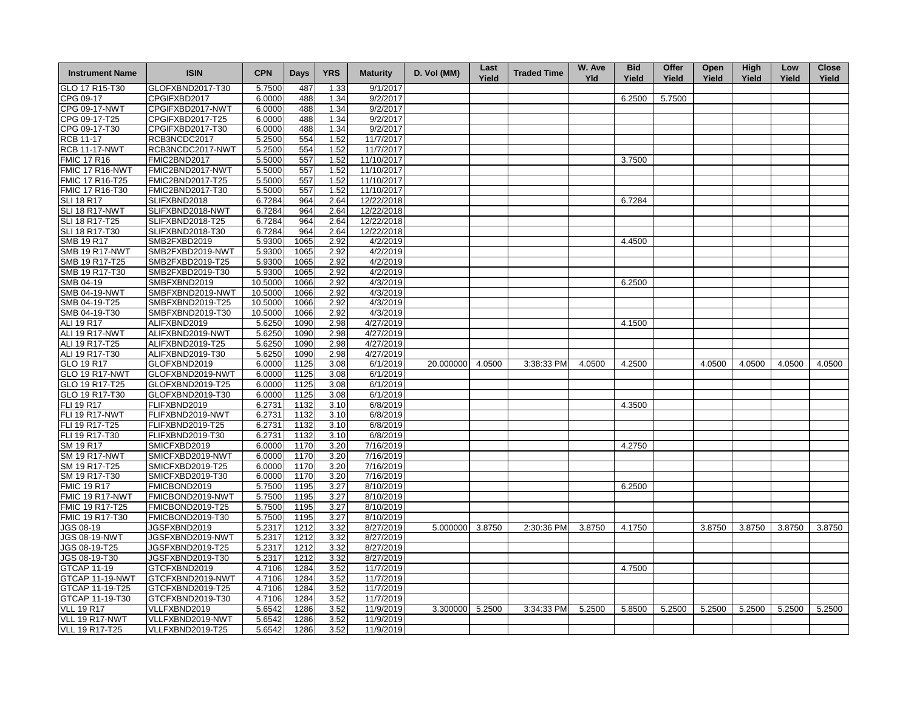| Instrument Name | ISIN | CPN | Days | YRS | Maturity | D. Vol (MM) | Last Yield | Traded Time | W. Ave Yld | Bid Yield | Offer Yield | Open Yield | High Yield | Low Yield | Close Yield |
|---|---|---|---|---|---|---|---|---|---|---|---|---|---|---|---|
| GLO 17 R15-T30 | GLOFXBND2017-T30 | 5.7500 | 487 | 1.33 | 9/1/2017 | | | | | | | | | | |
| CPG 09-17 | CPGIFXBD2017 | 6.0000 | 488 | 1.34 | 9/2/2017 | | | | | 6.2500 | 5.7500 | | | | |
| CPG 09-17-NWT | CPGIFXBD2017-NWT | 6.0000 | 488 | 1.34 | 9/2/2017 | | | | | | | | | | |
| CPG 09-17-T25 | CPGIFXBD2017-T25 | 6.0000 | 488 | 1.34 | 9/2/2017 | | | | | | | | | | |
| CPG 09-17-T30 | CPGIFXBD2017-T30 | 6.0000 | 488 | 1.34 | 9/2/2017 | | | | | | | | | | |
| RCB 11-17 | RCB3NCDC2017 | 5.2500 | 554 | 1.52 | 11/7/2017 | | | | | | | | | | |
| RCB 11-17-NWT | RCB3NCDC2017-NWT | 5.2500 | 554 | 1.52 | 11/7/2017 | | | | | | | | | | |
| FMIC 17 R16 | FMIC2BND2017 | 5.5000 | 557 | 1.52 | 11/10/2017 | | | | | 3.7500 | | | | | |
| FMIC 17 R16-NWT | FMIC2BND2017-NWT | 5.5000 | 557 | 1.52 | 11/10/2017 | | | | | | | | | | |
| FMIC 17 R16-T25 | FMIC2BND2017-T25 | 5.5000 | 557 | 1.52 | 11/10/2017 | | | | | | | | | | |
| FMIC 17 R16-T30 | FMIC2BND2017-T30 | 5.5000 | 557 | 1.52 | 11/10/2017 | | | | | | | | | | |
| SLI 18 R17 | SLIFXBND2018 | 6.7284 | 964 | 2.64 | 12/22/2018 | | | | | 6.7284 | | | | | |
| SLI 18 R17-NWT | SLIFXBND2018-NWT | 6.7284 | 964 | 2.64 | 12/22/2018 | | | | | | | | | | |
| SLI 18 R17-T25 | SLIFXBND2018-T25 | 6.7284 | 964 | 2.64 | 12/22/2018 | | | | | | | | | | |
| SLI 18 R17-T30 | SLIFXBND2018-T30 | 6.7284 | 964 | 2.64 | 12/22/2018 | | | | | | | | | | |
| SMB 19 R17 | SMB2FXBD2019 | 5.9300 | 1065 | 2.92 | 4/2/2019 | | | | | 4.4500 | | | | | |
| SMB 19 R17-NWT | SMB2FXBD2019-NWT | 5.9300 | 1065 | 2.92 | 4/2/2019 | | | | | | | | | | |
| SMB 19 R17-T25 | SMB2FXBD2019-T25 | 5.9300 | 1065 | 2.92 | 4/2/2019 | | | | | | | | | | |
| SMB 19 R17-T30 | SMB2FXBD2019-T30 | 5.9300 | 1065 | 2.92 | 4/2/2019 | | | | | | | | | | |
| SMB 04-19 | SMBFXBND2019 | 10.5000 | 1066 | 2.92 | 4/3/2019 | | | | | 6.2500 | | | | | |
| SMB 04-19-NWT | SMBFXBND2019-NWT | 10.5000 | 1066 | 2.92 | 4/3/2019 | | | | | | | | | | |
| SMB 04-19-T25 | SMBFXBND2019-T25 | 10.5000 | 1066 | 2.92 | 4/3/2019 | | | | | | | | | | |
| SMB 04-19-T30 | SMBFXBND2019-T30 | 10.5000 | 1066 | 2.92 | 4/3/2019 | | | | | | | | | | |
| ALI 19 R17 | ALIFXBND2019 | 5.6250 | 1090 | 2.98 | 4/27/2019 | | | | | 4.1500 | | | | | |
| ALI 19 R17-NWT | ALIFXBND2019-NWT | 5.6250 | 1090 | 2.98 | 4/27/2019 | | | | | | | | | | |
| ALI 19 R17-T25 | ALIFXBND2019-T25 | 5.6250 | 1090 | 2.98 | 4/27/2019 | | | | | | | | | | |
| ALI 19 R17-T30 | ALIFXBND2019-T30 | 5.6250 | 1090 | 2.98 | 4/27/2019 | | | | | | | | | | |
| GLO 19 R17 | GLOFXBND2019 | 6.0000 | 1125 | 3.08 | 6/1/2019 | 20.000000 | 4.0500 | 3:38:33 PM | 4.0500 | 4.2500 | | 4.0500 | 4.0500 | 4.0500 | 4.0500 |
| GLO 19 R17-NWT | GLOFXBND2019-NWT | 6.0000 | 1125 | 3.08 | 6/1/2019 | | | | | | | | | | |
| GLO 19 R17-T25 | GLOFXBND2019-T25 | 6.0000 | 1125 | 3.08 | 6/1/2019 | | | | | | | | | | |
| GLO 19 R17-T30 | GLOFXBND2019-T30 | 6.0000 | 1125 | 3.08 | 6/1/2019 | | | | | | | | | | |
| FLI 19 R17 | FLIFXBND2019 | 6.2731 | 1132 | 3.10 | 6/8/2019 | | | | | 4.3500 | | | | | |
| FLI 19 R17-NWT | FLIFXBND2019-NWT | 6.2731 | 1132 | 3.10 | 6/8/2019 | | | | | | | | | | |
| FLI 19 R17-T25 | FLIFXBND2019-T25 | 6.2731 | 1132 | 3.10 | 6/8/2019 | | | | | | | | | | |
| FLI 19 R17-T30 | FLIFXBND2019-T30 | 6.2731 | 1132 | 3.10 | 6/8/2019 | | | | | | | | | | |
| SM 19 R17 | SMICFXBD2019 | 6.0000 | 1170 | 3.20 | 7/16/2019 | | | | | 4.2750 | | | | | |
| SM 19 R17-NWT | SMICFXBD2019-NWT | 6.0000 | 1170 | 3.20 | 7/16/2019 | | | | | | | | | | |
| SM 19 R17-T25 | SMICFXBD2019-T25 | 6.0000 | 1170 | 3.20 | 7/16/2019 | | | | | | | | | | |
| SM 19 R17-T30 | SMICFXBD2019-T30 | 6.0000 | 1170 | 3.20 | 7/16/2019 | | | | | | | | | | |
| FMIC 19 R17 | FMICBOND2019 | 5.7500 | 1195 | 3.27 | 8/10/2019 | | | | | 6.2500 | | | | | |
| FMIC 19 R17-NWT | FMICBOND2019-NWT | 5.7500 | 1195 | 3.27 | 8/10/2019 | | | | | | | | | | |
| FMIC 19 R17-T25 | FMICBOND2019-T25 | 5.7500 | 1195 | 3.27 | 8/10/2019 | | | | | | | | | | |
| FMIC 19 R17-T30 | FMICBOND2019-T30 | 5.7500 | 1195 | 3.27 | 8/10/2019 | | | | | | | | | | |
| JGS 08-19 | JGSFXBND2019 | 5.2317 | 1212 | 3.32 | 8/27/2019 | 5.000000 | 3.8750 | 2:30:36 PM | 3.8750 | 4.1750 | | 3.8750 | 3.8750 | 3.8750 | 3.8750 |
| JGS 08-19-NWT | JGSFXBND2019-NWT | 5.2317 | 1212 | 3.32 | 8/27/2019 | | | | | | | | | | |
| JGS 08-19-T25 | JGSFXBND2019-T25 | 5.2317 | 1212 | 3.32 | 8/27/2019 | | | | | | | | | | |
| JGS 08-19-T30 | JGSFXBND2019-T30 | 5.2317 | 1212 | 3.32 | 8/27/2019 | | | | | | | | | | |
| GTCAP 11-19 | GTCFXBND2019 | 4.7106 | 1284 | 3.52 | 11/7/2019 | | | | | 4.7500 | | | | | |
| GTCAP 11-19-NWT | GTCFXBND2019-NWT | 4.7106 | 1284 | 3.52 | 11/7/2019 | | | | | | | | | | |
| GTCAP 11-19-T25 | GTCFXBND2019-T25 | 4.7106 | 1284 | 3.52 | 11/7/2019 | | | | | | | | | | |
| GTCAP 11-19-T30 | GTCFXBND2019-T30 | 4.7106 | 1284 | 3.52 | 11/7/2019 | | | | | | | | | | |
| VLL 19 R17 | VLLFXBND2019 | 5.6542 | 1286 | 3.52 | 11/9/2019 | 3.300000 | 5.2500 | 3:34:33 PM | 5.2500 | 5.8500 | 5.2500 | 5.2500 | 5.2500 | 5.2500 | 5.2500 |
| VLL 19 R17-NWT | VLLFXBND2019-NWT | 5.6542 | 1286 | 3.52 | 11/9/2019 | | | | | | | | | | |
| VLL 19 R17-T25 | VLLFXBND2019-T25 | 5.6542 | 1286 | 3.52 | 11/9/2019 | | | | | | | | | | |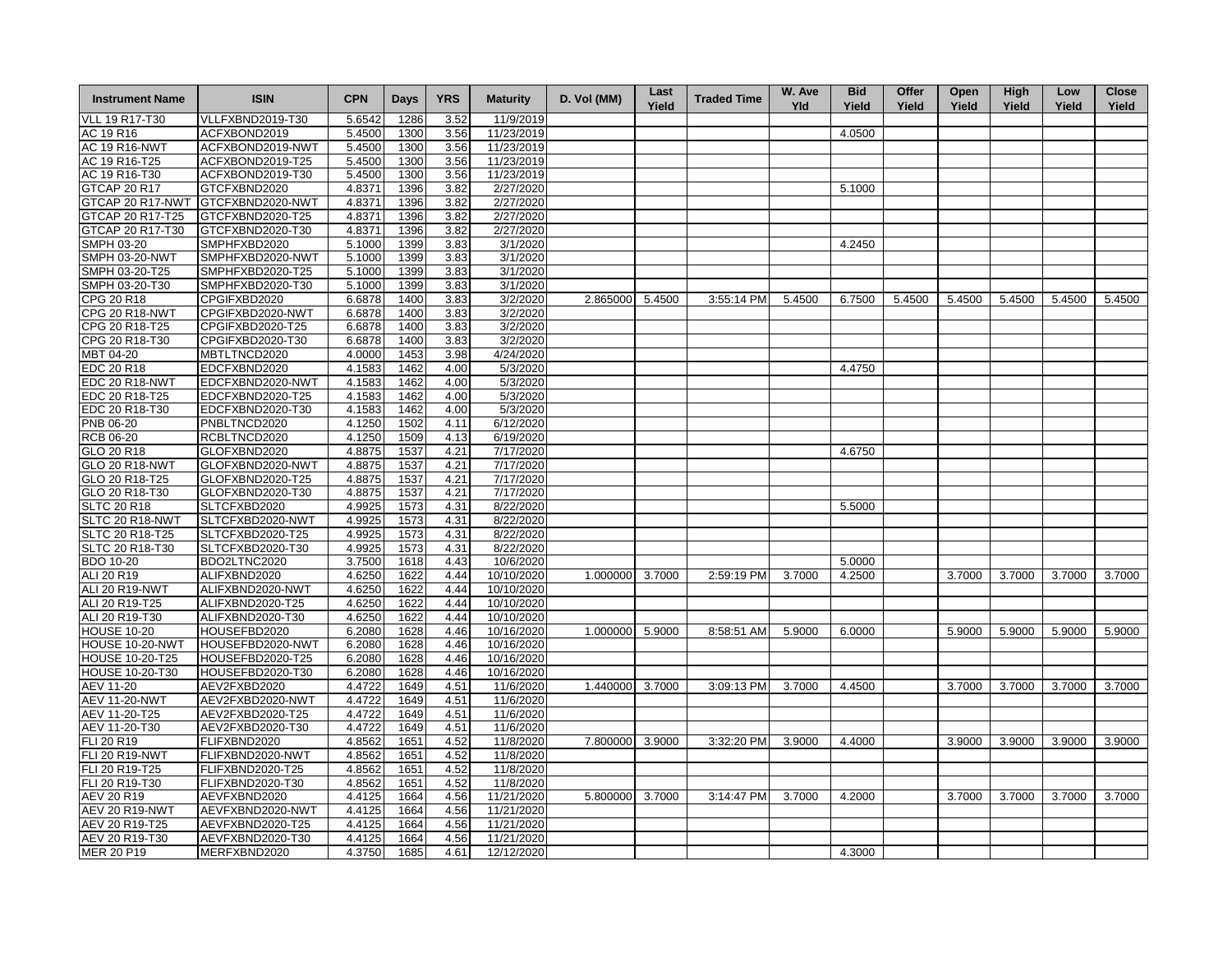| Instrument Name | ISIN | CPN | Days | YRS | Maturity | D. Vol (MM) | Last Yield | Traded Time | W. Ave Yld | Bid Yield | Offer Yield | Open Yield | High Yield | Low Yield | Close Yield |
|---|---|---|---|---|---|---|---|---|---|---|---|---|---|---|---|
| VLL 19 R17-T30 | VLLFXBND2019-T30 | 5.6542 | 1286 | 3.52 | 11/9/2019 | | | | | | | | | | |
| AC 19 R16 | ACFXBOND2019 | 5.4500 | 1300 | 3.56 | 11/23/2019 | | | | | 4.0500 | | | | | |
| AC 19 R16-NWT | ACFXBOND2019-NWT | 5.4500 | 1300 | 3.56 | 11/23/2019 | | | | | | | | | | |
| AC 19 R16-T25 | ACFXBOND2019-T25 | 5.4500 | 1300 | 3.56 | 11/23/2019 | | | | | | | | | | |
| AC 19 R16-T30 | ACFXBOND2019-T30 | 5.4500 | 1300 | 3.56 | 11/23/2019 | | | | | | | | | | |
| GTCAP 20 R17 | GTCFXBND2020 | 4.8371 | 1396 | 3.82 | 2/27/2020 | | | | | 5.1000 | | | | | |
| GTCAP 20 R17-NWT | GTCFXBND2020-NWT | 4.8371 | 1396 | 3.82 | 2/27/2020 | | | | | | | | | | |
| GTCAP 20 R17-T25 | GTCFXBND2020-T25 | 4.8371 | 1396 | 3.82 | 2/27/2020 | | | | | | | | | | |
| GTCAP 20 R17-T30 | GTCFXBND2020-T30 | 4.8371 | 1396 | 3.82 | 2/27/2020 | | | | | | | | | | |
| SMPH 03-20 | SMPHFXBD2020 | 5.1000 | 1399 | 3.83 | 3/1/2020 | | | | | 4.2450 | | | | | |
| SMPH 03-20-NWT | SMPHFXBD2020-NWT | 5.1000 | 1399 | 3.83 | 3/1/2020 | | | | | | | | | | |
| SMPH 03-20-T25 | SMPHFXBD2020-T25 | 5.1000 | 1399 | 3.83 | 3/1/2020 | | | | | | | | | | |
| SMPH 03-20-T30 | SMPHFXBD2020-T30 | 5.1000 | 1399 | 3.83 | 3/1/2020 | | | | | | | | | | |
| CPG 20 R18 | CPGIFXBD2020 | 6.6878 | 1400 | 3.83 | 3/2/2020 | 2.865000 | 5.4500 | 3:55:14 PM | 5.4500 | 6.7500 | 5.4500 | 5.4500 | 5.4500 | 5.4500 | 5.4500 |
| CPG 20 R18-NWT | CPGIFXBD2020-NWT | 6.6878 | 1400 | 3.83 | 3/2/2020 | | | | | | | | | | |
| CPG 20 R18-T25 | CPGIFXBD2020-T25 | 6.6878 | 1400 | 3.83 | 3/2/2020 | | | | | | | | | | |
| CPG 20 R18-T30 | CPGIFXBD2020-T30 | 6.6878 | 1400 | 3.83 | 3/2/2020 | | | | | | | | | | |
| MBT 04-20 | MBTLTNCD2020 | 4.0000 | 1453 | 3.98 | 4/24/2020 | | | | | | | | | | |
| EDC 20 R18 | EDCFXBND2020 | 4.1583 | 1462 | 4.00 | 5/3/2020 | | | | | 4.4750 | | | | | |
| EDC 20 R18-NWT | EDCFXBND2020-NWT | 4.1583 | 1462 | 4.00 | 5/3/2020 | | | | | | | | | | |
| EDC 20 R18-T25 | EDCFXBND2020-T25 | 4.1583 | 1462 | 4.00 | 5/3/2020 | | | | | | | | | | |
| EDC 20 R18-T30 | EDCFXBND2020-T30 | 4.1583 | 1462 | 4.00 | 5/3/2020 | | | | | | | | | | |
| PNB 06-20 | PNBLTNCD2020 | 4.1250 | 1502 | 4.11 | 6/12/2020 | | | | | | | | | | |
| RCB 06-20 | RCBLTNCD2020 | 4.1250 | 1509 | 4.13 | 6/19/2020 | | | | | | | | | | |
| GLO 20 R18 | GLOFXBND2020 | 4.8875 | 1537 | 4.21 | 7/17/2020 | | | | | 4.6750 | | | | | |
| GLO 20 R18-NWT | GLOFXBND2020-NWT | 4.8875 | 1537 | 4.21 | 7/17/2020 | | | | | | | | | | |
| GLO 20 R18-T25 | GLOFXBND2020-T25 | 4.8875 | 1537 | 4.21 | 7/17/2020 | | | | | | | | | | |
| GLO 20 R18-T30 | GLOFXBND2020-T30 | 4.8875 | 1537 | 4.21 | 7/17/2020 | | | | | | | | | | |
| SLTC 20 R18 | SLTCFXBD2020 | 4.9925 | 1573 | 4.31 | 8/22/2020 | | | | | 5.5000 | | | | | |
| SLTC 20 R18-NWT | SLTCFXBD2020-NWT | 4.9925 | 1573 | 4.31 | 8/22/2020 | | | | | | | | | | |
| SLTC 20 R18-T25 | SLTCFXBD2020-T25 | 4.9925 | 1573 | 4.31 | 8/22/2020 | | | | | | | | | | |
| SLTC 20 R18-T30 | SLTCFXBD2020-T30 | 4.9925 | 1573 | 4.31 | 8/22/2020 | | | | | | | | | | |
| BDO 10-20 | BDO2LTNC2020 | 3.7500 | 1618 | 4.43 | 10/6/2020 | | | | | 5.0000 | | | | | |
| ALI 20 R19 | ALIFXBND2020 | 4.6250 | 1622 | 4.44 | 10/10/2020 | 1.000000 | 3.7000 | 2:59:19 PM | 3.7000 | 4.2500 | | 3.7000 | 3.7000 | 3.7000 | 3.7000 |
| ALI 20 R19-NWT | ALIFXBND2020-NWT | 4.6250 | 1622 | 4.44 | 10/10/2020 | | | | | | | | | | |
| ALI 20 R19-T25 | ALIFXBND2020-T25 | 4.6250 | 1622 | 4.44 | 10/10/2020 | | | | | | | | | | |
| ALI 20 R19-T30 | ALIFXBND2020-T30 | 4.6250 | 1622 | 4.44 | 10/10/2020 | | | | | | | | | | |
| HOUSE 10-20 | HOUSEFBD2020 | 6.2080 | 1628 | 4.46 | 10/16/2020 | 1.000000 | 5.9000 | 8:58:51 AM | 5.9000 | 6.0000 | | 5.9000 | 5.9000 | 5.9000 | 5.9000 |
| HOUSE 10-20-NWT | HOUSEFBD2020-NWT | 6.2080 | 1628 | 4.46 | 10/16/2020 | | | | | | | | | | |
| HOUSE 10-20-T25 | HOUSEFBD2020-T25 | 6.2080 | 1628 | 4.46 | 10/16/2020 | | | | | | | | | | |
| HOUSE 10-20-T30 | HOUSEFBD2020-T30 | 6.2080 | 1628 | 4.46 | 10/16/2020 | | | | | | | | | | |
| AEV 11-20 | AEV2FXBD2020 | 4.4722 | 1649 | 4.51 | 11/6/2020 | 1.440000 | 3.7000 | 3:09:13 PM | 3.7000 | 4.4500 | | 3.7000 | 3.7000 | 3.7000 | 3.7000 |
| AEV 11-20-NWT | AEV2FXBD2020-NWT | 4.4722 | 1649 | 4.51 | 11/6/2020 | | | | | | | | | | |
| AEV 11-20-T25 | AEV2FXBD2020-T25 | 4.4722 | 1649 | 4.51 | 11/6/2020 | | | | | | | | | | |
| AEV 11-20-T30 | AEV2FXBD2020-T30 | 4.4722 | 1649 | 4.51 | 11/6/2020 | | | | | | | | | | |
| FLI 20 R19 | FLIFXBND2020 | 4.8562 | 1651 | 4.52 | 11/8/2020 | 7.800000 | 3.9000 | 3:32:20 PM | 3.9000 | 4.4000 | | 3.9000 | 3.9000 | 3.9000 | 3.9000 |
| FLI 20 R19-NWT | FLIFXBND2020-NWT | 4.8562 | 1651 | 4.52 | 11/8/2020 | | | | | | | | | | |
| FLI 20 R19-T25 | FLIFXBND2020-T25 | 4.8562 | 1651 | 4.52 | 11/8/2020 | | | | | | | | | | |
| FLI 20 R19-T30 | FLIFXBND2020-T30 | 4.8562 | 1651 | 4.52 | 11/8/2020 | | | | | | | | | | |
| AEV 20 R19 | AEVFXBND2020 | 4.4125 | 1664 | 4.56 | 11/21/2020 | 5.800000 | 3.7000 | 3:14:47 PM | 3.7000 | 4.2000 | | 3.7000 | 3.7000 | 3.7000 | 3.7000 |
| AEV 20 R19-NWT | AEVFXBND2020-NWT | 4.4125 | 1664 | 4.56 | 11/21/2020 | | | | | | | | | | |
| AEV 20 R19-T25 | AEVFXBND2020-T25 | 4.4125 | 1664 | 4.56 | 11/21/2020 | | | | | | | | | | |
| AEV 20 R19-T30 | AEVFXBND2020-T30 | 4.4125 | 1664 | 4.56 | 11/21/2020 | | | | | | | | | | |
| MER 20 P19 | MERFXBND2020 | 4.3750 | 1685 | 4.61 | 12/12/2020 | | | | | 4.3000 | | | | | |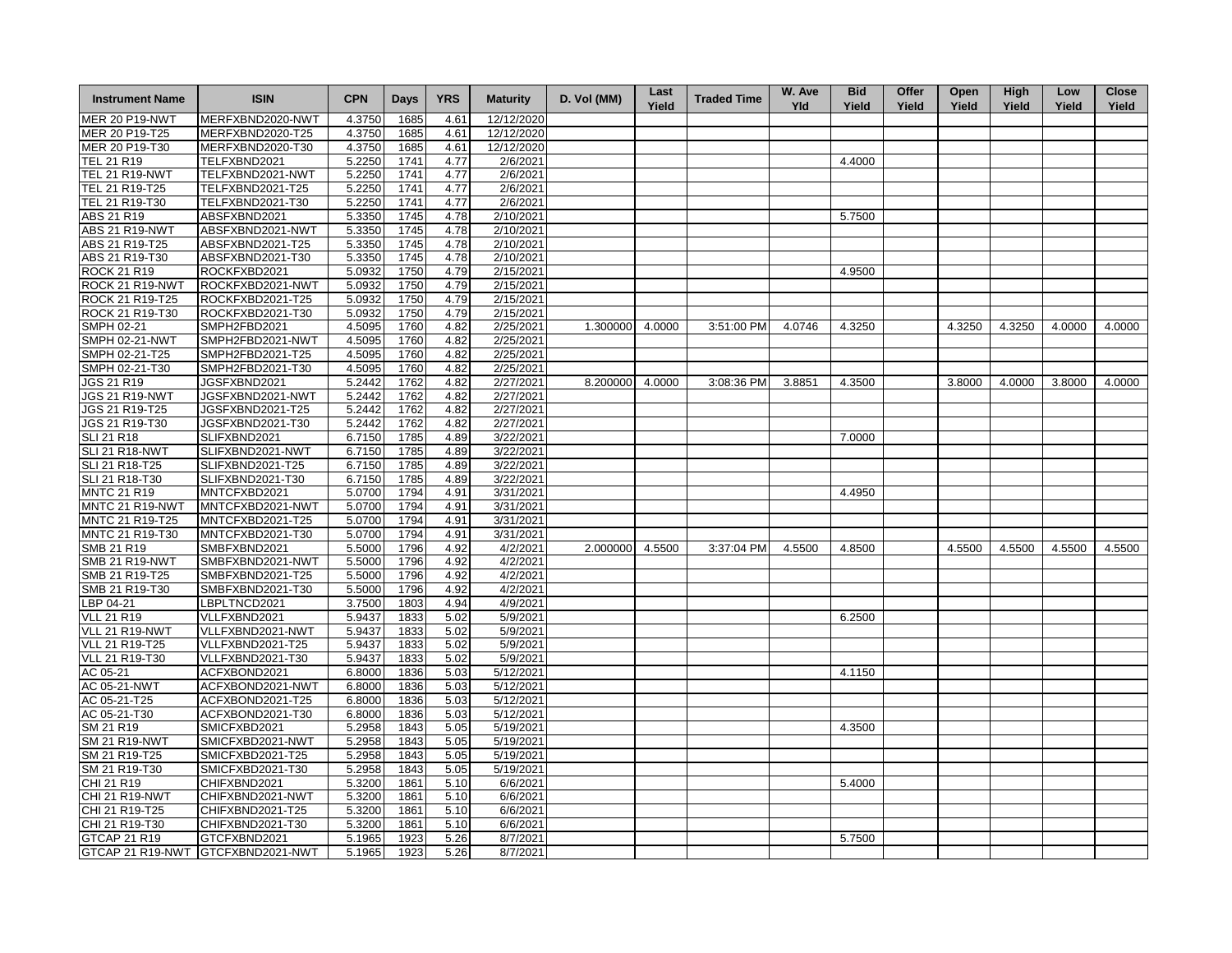| Instrument Name | ISIN | CPN | Days | YRS | Maturity | D. Vol (MM) | Last Yield | Traded Time | W. Ave Yld | Bid Yield | Offer Yield | Open Yield | High Yield | Low Yield | Close Yield |
|---|---|---|---|---|---|---|---|---|---|---|---|---|---|---|---|
| MER 20 P19-NWT | MERFXBND2020-NWT | 4.3750 | 1685 | 4.61 | 12/12/2020 | | | | | | | | | | |
| MER 20 P19-T25 | MERFXBND2020-T25 | 4.3750 | 1685 | 4.61 | 12/12/2020 | | | | | | | | | | |
| MER 20 P19-T30 | MERFXBND2020-T30 | 4.3750 | 1685 | 4.61 | 12/12/2020 | | | | | | | | | | |
| TEL 21 R19 | TELFXBND2021 | 5.2250 | 1741 | 4.77 | 2/6/2021 | | | | | 4.4000 | | | | | |
| TEL 21 R19-NWT | TELFXBND2021-NWT | 5.2250 | 1741 | 4.77 | 2/6/2021 | | | | | | | | | | |
| TEL 21 R19-T25 | TELFXBND2021-T25 | 5.2250 | 1741 | 4.77 | 2/6/2021 | | | | | | | | | | |
| TEL 21 R19-T30 | TELFXBND2021-T30 | 5.2250 | 1741 | 4.77 | 2/6/2021 | | | | | | | | | | |
| ABS 21 R19 | ABSFXBND2021 | 5.3350 | 1745 | 4.78 | 2/10/2021 | | | | | 5.7500 | | | | | |
| ABS 21 R19-NWT | ABSFXBND2021-NWT | 5.3350 | 1745 | 4.78 | 2/10/2021 | | | | | | | | | | |
| ABS 21 R19-T25 | ABSFXBND2021-T25 | 5.3350 | 1745 | 4.78 | 2/10/2021 | | | | | | | | | | |
| ABS 21 R19-T30 | ABSFXBND2021-T30 | 5.3350 | 1745 | 4.78 | 2/10/2021 | | | | | | | | | | |
| ROCK 21 R19 | ROCKFXBD2021 | 5.0932 | 1750 | 4.79 | 2/15/2021 | | | | | 4.9500 | | | | | |
| ROCK 21 R19-NWT | ROCKFXBD2021-NWT | 5.0932 | 1750 | 4.79 | 2/15/2021 | | | | | | | | | | |
| ROCK 21 R19-T25 | ROCKFXBD2021-T25 | 5.0932 | 1750 | 4.79 | 2/15/2021 | | | | | | | | | | |
| ROCK 21 R19-T30 | ROCKFXBD2021-T30 | 5.0932 | 1750 | 4.79 | 2/15/2021 | | | | | | | | | | |
| SMPH 02-21 | SMPH2FBD2021 | 4.5095 | 1760 | 4.82 | 2/25/2021 | 1.300000 | 4.0000 | 3:51:00 PM | 4.0746 | 4.3250 | | 4.3250 | 4.3250 | 4.0000 | 4.0000 |
| SMPH 02-21-NWT | SMPH2FBD2021-NWT | 4.5095 | 1760 | 4.82 | 2/25/2021 | | | | | | | | | | |
| SMPH 02-21-T25 | SMPH2FBD2021-T25 | 4.5095 | 1760 | 4.82 | 2/25/2021 | | | | | | | | | | |
| SMPH 02-21-T30 | SMPH2FBD2021-T30 | 4.5095 | 1760 | 4.82 | 2/25/2021 | | | | | | | | | | |
| JGS 21 R19 | JGSFXBND2021 | 5.2442 | 1762 | 4.82 | 2/27/2021 | 8.200000 | 4.0000 | 3:08:36 PM | 3.8851 | 4.3500 | | 3.8000 | 4.0000 | 3.8000 | 4.0000 |
| JGS 21 R19-NWT | JGSFXBND2021-NWT | 5.2442 | 1762 | 4.82 | 2/27/2021 | | | | | | | | | | |
| JGS 21 R19-T25 | JGSFXBND2021-T25 | 5.2442 | 1762 | 4.82 | 2/27/2021 | | | | | | | | | | |
| JGS 21 R19-T30 | JGSFXBND2021-T30 | 5.2442 | 1762 | 4.82 | 2/27/2021 | | | | | | | | | | |
| SLI 21 R18 | SLIFXBND2021 | 6.7150 | 1785 | 4.89 | 3/22/2021 | | | | | 7.0000 | | | | | |
| SLI 21 R18-NWT | SLIFXBND2021-NWT | 6.7150 | 1785 | 4.89 | 3/22/2021 | | | | | | | | | | |
| SLI 21 R18-T25 | SLIFXBND2021-T25 | 6.7150 | 1785 | 4.89 | 3/22/2021 | | | | | | | | | | |
| SLI 21 R18-T30 | SLIFXBND2021-T30 | 6.7150 | 1785 | 4.89 | 3/22/2021 | | | | | | | | | | |
| MNTC 21 R19 | MNTCFXBD2021 | 5.0700 | 1794 | 4.91 | 3/31/2021 | | | | | 4.4950 | | | | | |
| MNTC 21 R19-NWT | MNTCFXBD2021-NWT | 5.0700 | 1794 | 4.91 | 3/31/2021 | | | | | | | | | | |
| MNTC 21 R19-T25 | MNTCFXBD2021-T25 | 5.0700 | 1794 | 4.91 | 3/31/2021 | | | | | | | | | | |
| MNTC 21 R19-T30 | MNTCFXBD2021-T30 | 5.0700 | 1794 | 4.91 | 3/31/2021 | | | | | | | | | | |
| SMB 21 R19 | SMBFXBND2021 | 5.5000 | 1796 | 4.92 | 4/2/2021 | 2.000000 | 4.5500 | 3:37:04 PM | 4.5500 | 4.8500 | | 4.5500 | 4.5500 | 4.5500 | 4.5500 |
| SMB 21 R19-NWT | SMBFXBND2021-NWT | 5.5000 | 1796 | 4.92 | 4/2/2021 | | | | | | | | | | |
| SMB 21 R19-T25 | SMBFXBND2021-T25 | 5.5000 | 1796 | 4.92 | 4/2/2021 | | | | | | | | | | |
| SMB 21 R19-T30 | SMBFXBND2021-T30 | 5.5000 | 1796 | 4.92 | 4/2/2021 | | | | | | | | | | |
| LBP 04-21 | LBPLTNCD2021 | 3.7500 | 1803 | 4.94 | 4/9/2021 | | | | | | | | | | |
| VLL 21 R19 | VLLFXBND2021 | 5.9437 | 1833 | 5.02 | 5/9/2021 | | | | | 6.2500 | | | | | |
| VLL 21 R19-NWT | VLLFXBND2021-NWT | 5.9437 | 1833 | 5.02 | 5/9/2021 | | | | | | | | | | |
| VLL 21 R19-T25 | VLLFXBND2021-T25 | 5.9437 | 1833 | 5.02 | 5/9/2021 | | | | | | | | | | |
| VLL 21 R19-T30 | VLLFXBND2021-T30 | 5.9437 | 1833 | 5.02 | 5/9/2021 | | | | | | | | | | |
| AC 05-21 | ACFXBOND2021 | 6.8000 | 1836 | 5.03 | 5/12/2021 | | | | | 4.1150 | | | | | |
| AC 05-21-NWT | ACFXBOND2021-NWT | 6.8000 | 1836 | 5.03 | 5/12/2021 | | | | | | | | | | |
| AC 05-21-T25 | ACFXBOND2021-T25 | 6.8000 | 1836 | 5.03 | 5/12/2021 | | | | | | | | | | |
| AC 05-21-T30 | ACFXBOND2021-T30 | 6.8000 | 1836 | 5.03 | 5/12/2021 | | | | | | | | | | |
| SM 21 R19 | SMICFXBD2021 | 5.2958 | 1843 | 5.05 | 5/19/2021 | | | | | 4.3500 | | | | | |
| SM 21 R19-NWT | SMICFXBD2021-NWT | 5.2958 | 1843 | 5.05 | 5/19/2021 | | | | | | | | | | |
| SM 21 R19-T25 | SMICFXBD2021-T25 | 5.2958 | 1843 | 5.05 | 5/19/2021 | | | | | | | | | | |
| SM 21 R19-T30 | SMICFXBD2021-T30 | 5.2958 | 1843 | 5.05 | 5/19/2021 | | | | | | | | | | |
| CHI 21 R19 | CHIFXBND2021 | 5.3200 | 1861 | 5.10 | 6/6/2021 | | | | | 5.4000 | | | | | |
| CHI 21 R19-NWT | CHIFXBND2021-NWT | 5.3200 | 1861 | 5.10 | 6/6/2021 | | | | | | | | | | |
| CHI 21 R19-T25 | CHIFXBND2021-T25 | 5.3200 | 1861 | 5.10 | 6/6/2021 | | | | | | | | | | |
| CHI 21 R19-T30 | CHIFXBND2021-T30 | 5.3200 | 1861 | 5.10 | 6/6/2021 | | | | | | | | | | |
| GTCAP 21 R19 | GTCFXBND2021 | 5.1965 | 1923 | 5.26 | 8/7/2021 | | | | | 5.7500 | | | | | |
| GTCAP 21 R19-NWT | GTCFXBND2021-NWT | 5.1965 | 1923 | 5.26 | 8/7/2021 | | | | | | | | | | |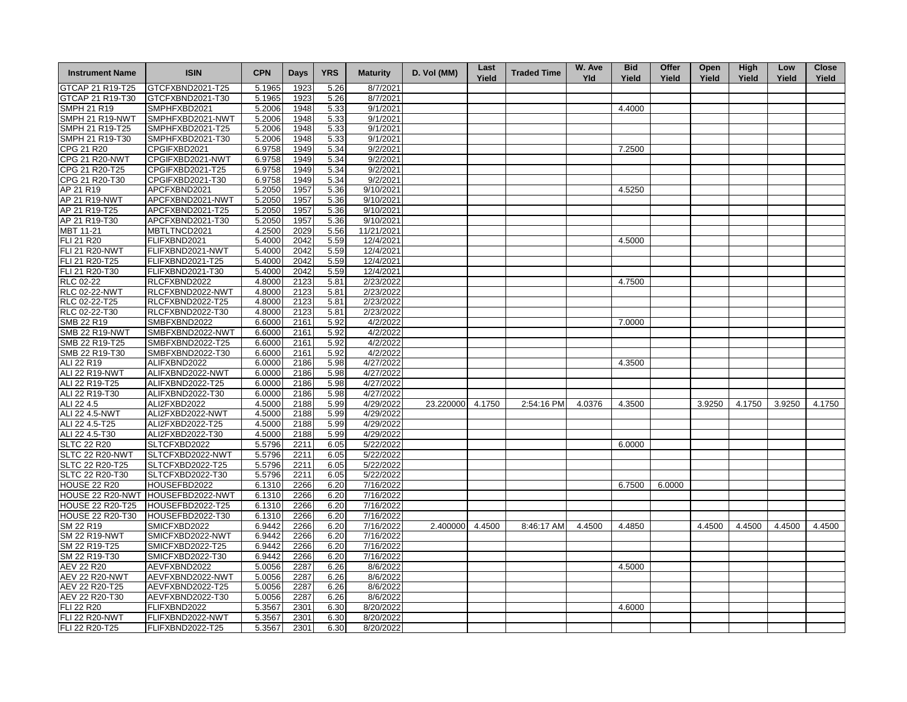| Instrument Name | ISIN | CPN | Days | YRS | Maturity | D. Vol (MM) | Last Yield | Traded Time | W. Ave Yld | Bid Yield | Offer Yield | Open Yield | High Yield | Low Yield | Close Yield |
|---|---|---|---|---|---|---|---|---|---|---|---|---|---|---|---|
| GTCAP 21 R19-T25 | GTCFXBND2021-T25 | 5.1965 | 1923 | 5.26 | 8/7/2021 | | | | | | | | | | |
| GTCAP 21 R19-T30 | GTCFXBND2021-T30 | 5.1965 | 1923 | 5.26 | 8/7/2021 | | | | | | | | | | |
| SMPH 21 R19 | SMPHFXBD2021 | 5.2006 | 1948 | 5.33 | 9/1/2021 | | | | | 4.4000 | | | | | |
| SMPH 21 R19-NWT | SMPHFXBD2021-NWT | 5.2006 | 1948 | 5.33 | 9/1/2021 | | | | | | | | | | |
| SMPH 21 R19-T25 | SMPHFXBD2021-T25 | 5.2006 | 1948 | 5.33 | 9/1/2021 | | | | | | | | | | |
| SMPH 21 R19-T30 | SMPHFXBD2021-T30 | 5.2006 | 1948 | 5.33 | 9/1/2021 | | | | | | | | | | |
| CPG 21 R20 | CPGIFXBD2021 | 6.9758 | 1949 | 5.34 | 9/2/2021 | | | | | 7.2500 | | | | | |
| CPG 21 R20-NWT | CPGIFXBD2021-NWT | 6.9758 | 1949 | 5.34 | 9/2/2021 | | | | | | | | | | |
| CPG 21 R20-T25 | CPGIFXBD2021-T25 | 6.9758 | 1949 | 5.34 | 9/2/2021 | | | | | | | | | | |
| CPG 21 R20-T30 | CPGIFXBD2021-T30 | 6.9758 | 1949 | 5.34 | 9/2/2021 | | | | | | | | | | |
| AP 21 R19 | APCFXBND2021 | 5.2050 | 1957 | 5.36 | 9/10/2021 | | | | | 4.5250 | | | | | |
| AP 21 R19-NWT | APCFXBND2021-NWT | 5.2050 | 1957 | 5.36 | 9/10/2021 | | | | | | | | | | |
| AP 21 R19-T25 | APCFXBND2021-T25 | 5.2050 | 1957 | 5.36 | 9/10/2021 | | | | | | | | | | |
| AP 21 R19-T30 | APCFXBND2021-T30 | 5.2050 | 1957 | 5.36 | 9/10/2021 | | | | | | | | | | |
| MBT 11-21 | MBTLTNCD2021 | 4.2500 | 2029 | 5.56 | 11/21/2021 | | | | | | | | | | |
| FLI 21 R20 | FLIFXBND2021 | 5.4000 | 2042 | 5.59 | 12/4/2021 | | | | | 4.5000 | | | | | |
| FLI 21 R20-NWT | FLIFXBND2021-NWT | 5.4000 | 2042 | 5.59 | 12/4/2021 | | | | | | | | | | |
| FLI 21 R20-T25 | FLIFXBND2021-T25 | 5.4000 | 2042 | 5.59 | 12/4/2021 | | | | | | | | | | |
| FLI 21 R20-T30 | FLIFXBND2021-T30 | 5.4000 | 2042 | 5.59 | 12/4/2021 | | | | | | | | | | |
| RLC 02-22 | RLCFXBND2022 | 4.8000 | 2123 | 5.81 | 2/23/2022 | | | | | 4.7500 | | | | | |
| RLC 02-22-NWT | RLCFXBND2022-NWT | 4.8000 | 2123 | 5.81 | 2/23/2022 | | | | | | | | | | |
| RLC 02-22-T25 | RLCFXBND2022-T25 | 4.8000 | 2123 | 5.81 | 2/23/2022 | | | | | | | | | | |
| RLC 02-22-T30 | RLCFXBND2022-T30 | 4.8000 | 2123 | 5.81 | 2/23/2022 | | | | | | | | | | |
| SMB 22 R19 | SMBFXBND2022 | 6.6000 | 2161 | 5.92 | 4/2/2022 | | | | | 7.0000 | | | | | |
| SMB 22 R19-NWT | SMBFXBND2022-NWT | 6.6000 | 2161 | 5.92 | 4/2/2022 | | | | | | | | | | |
| SMB 22 R19-T25 | SMBFXBND2022-T25 | 6.6000 | 2161 | 5.92 | 4/2/2022 | | | | | | | | | | |
| SMB 22 R19-T30 | SMBFXBND2022-T30 | 6.6000 | 2161 | 5.92 | 4/2/2022 | | | | | | | | | | |
| ALI 22 R19 | ALIFXBND2022 | 6.0000 | 2186 | 5.98 | 4/27/2022 | | | | | 4.3500 | | | | | |
| ALI 22 R19-NWT | ALIFXBND2022-NWT | 6.0000 | 2186 | 5.98 | 4/27/2022 | | | | | | | | | | |
| ALI 22 R19-T25 | ALIFXBND2022-T25 | 6.0000 | 2186 | 5.98 | 4/27/2022 | | | | | | | | | | |
| ALI 22 R19-T30 | ALIFXBND2022-T30 | 6.0000 | 2186 | 5.98 | 4/27/2022 | | | | | | | | | | |
| ALI 22 4.5 | ALI2FXBD2022 | 4.5000 | 2188 | 5.99 | 4/29/2022 | 23.220000 | 4.1750 | 2:54:16 PM | 4.0376 | 4.3500 | | 3.9250 | 4.1750 | 3.9250 | 4.1750 |
| ALI 22 4.5-NWT | ALI2FXBD2022-NWT | 4.5000 | 2188 | 5.99 | 4/29/2022 | | | | | | | | | | |
| ALI 22 4.5-T25 | ALI2FXBD2022-T25 | 4.5000 | 2188 | 5.99 | 4/29/2022 | | | | | | | | | | |
| ALI 22 4.5-T30 | ALI2FXBD2022-T30 | 4.5000 | 2188 | 5.99 | 4/29/2022 | | | | | | | | | | |
| SLTC 22 R20 | SLTCFXBD2022 | 5.5796 | 2211 | 6.05 | 5/22/2022 | | | | | 6.0000 | | | | | |
| SLTC 22 R20-NWT | SLTCFXBD2022-NWT | 5.5796 | 2211 | 6.05 | 5/22/2022 | | | | | | | | | | |
| SLTC 22 R20-T25 | SLTCFXBD2022-T25 | 5.5796 | 2211 | 6.05 | 5/22/2022 | | | | | | | | | | |
| SLTC 22 R20-T30 | SLTCFXBD2022-T30 | 5.5796 | 2211 | 6.05 | 5/22/2022 | | | | | | | | | | |
| HOUSE 22 R20 | HOUSEFBD2022 | 6.1310 | 2266 | 6.20 | 7/16/2022 | | | | | 6.7500 | 6.0000 | | | | |
| HOUSE 22 R20-NWT | HOUSEFBD2022-NWT | 6.1310 | 2266 | 6.20 | 7/16/2022 | | | | | | | | | | |
| HOUSE 22 R20-T25 | HOUSEFBD2022-T25 | 6.1310 | 2266 | 6.20 | 7/16/2022 | | | | | | | | | | |
| HOUSE 22 R20-T30 | HOUSEFBD2022-T30 | 6.1310 | 2266 | 6.20 | 7/16/2022 | | | | | | | | | | |
| SM 22 R19 | SMICFXBD2022 | 6.9442 | 2266 | 6.20 | 7/16/2022 | 2.400000 | 4.4500 | 8:46:17 AM | 4.4500 | 4.4850 | | 4.4500 | 4.4500 | 4.4500 | 4.4500 |
| SM 22 R19-NWT | SMICFXBD2022-NWT | 6.9442 | 2266 | 6.20 | 7/16/2022 | | | | | | | | | | |
| SM 22 R19-T25 | SMICFXBD2022-T25 | 6.9442 | 2266 | 6.20 | 7/16/2022 | | | | | | | | | | |
| SM 22 R19-T30 | SMICFXBD2022-T30 | 6.9442 | 2266 | 6.20 | 7/16/2022 | | | | | | | | | | |
| AEV 22 R20 | AEVFXBND2022 | 5.0056 | 2287 | 6.26 | 8/6/2022 | | | | | 4.5000 | | | | | |
| AEV 22 R20-NWT | AEVFXBND2022-NWT | 5.0056 | 2287 | 6.26 | 8/6/2022 | | | | | | | | | | |
| AEV 22 R20-T25 | AEVFXBND2022-T25 | 5.0056 | 2287 | 6.26 | 8/6/2022 | | | | | | | | | | |
| AEV 22 R20-T30 | AEVFXBND2022-T30 | 5.0056 | 2287 | 6.26 | 8/6/2022 | | | | | | | | | | |
| FLI 22 R20 | FLIFXBND2022 | 5.3567 | 2301 | 6.30 | 8/20/2022 | | | | | 4.6000 | | | | | |
| FLI 22 R20-NWT | FLIFXBND2022-NWT | 5.3567 | 2301 | 6.30 | 8/20/2022 | | | | | | | | | | |
| FLI 22 R20-T25 | FLIFXBND2022-T25 | 5.3567 | 2301 | 6.30 | 8/20/2022 | | | | | | | | | | |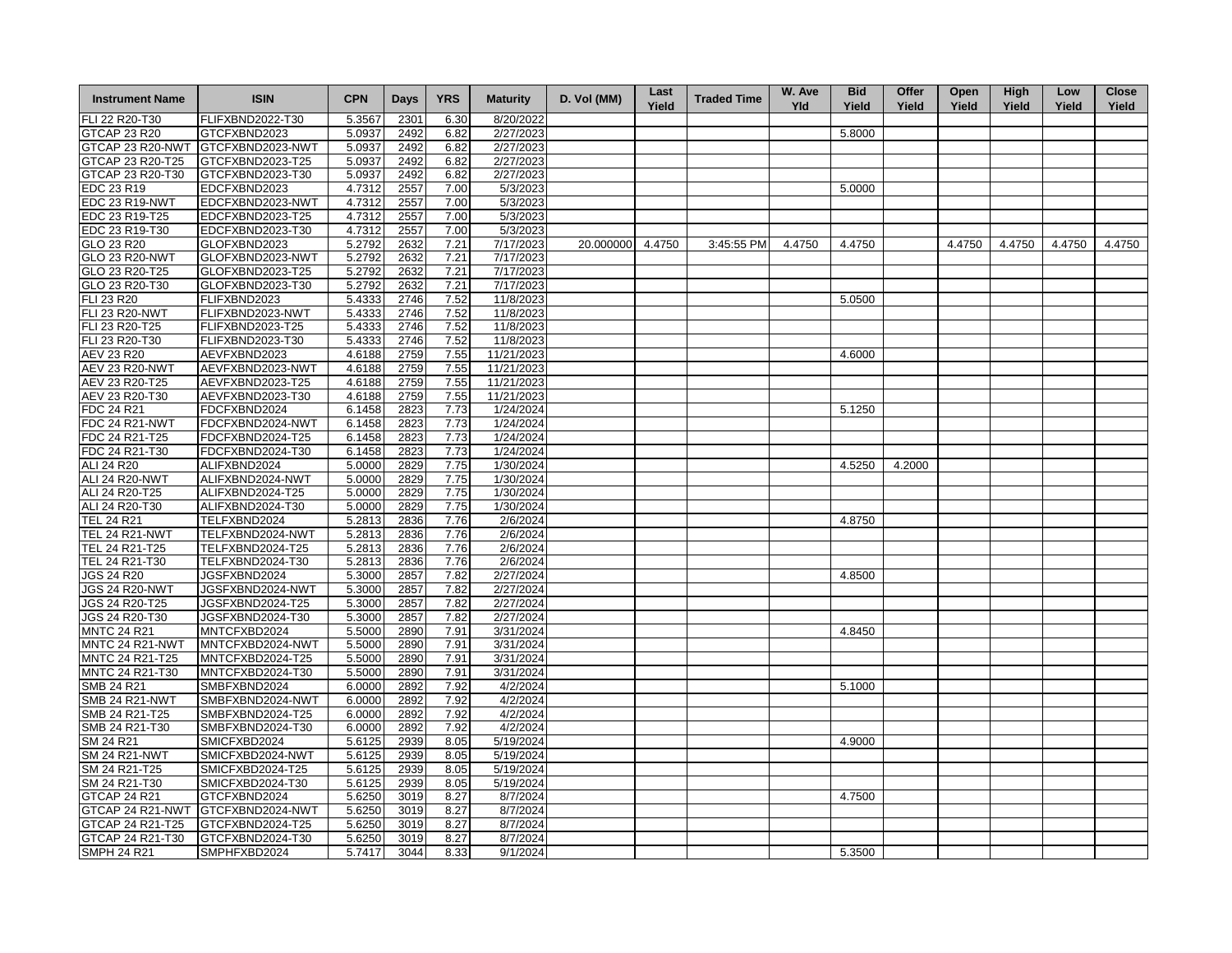| Instrument Name | ISIN | CPN | Days | YRS | Maturity | D. Vol (MM) | Last Yield | Traded Time | W. Ave Yld | Bid Yield | Offer Yield | Open Yield | High Yield | Low Yield | Close Yield |
|---|---|---|---|---|---|---|---|---|---|---|---|---|---|---|---|
| FLI 22 R20-T30 | FLIFXBND2022-T30 | 5.3567 | 2301 | 6.30 | 8/20/2022 | | | | | | | | | | |
| GTCAP 23 R20 | GTCFXBND2023 | 5.0937 | 2492 | 6.82 | 2/27/2023 | | | | | 5.8000 | | | | | |
| GTCAP 23 R20-NWT | GTCFXBND2023-NWT | 5.0937 | 2492 | 6.82 | 2/27/2023 | | | | | | | | | | |
| GTCAP 23 R20-T25 | GTCFXBND2023-T25 | 5.0937 | 2492 | 6.82 | 2/27/2023 | | | | | | | | | | |
| GTCAP 23 R20-T30 | GTCFXBND2023-T30 | 5.0937 | 2492 | 6.82 | 2/27/2023 | | | | | | | | | | |
| EDC 23 R19 | EDCFXBND2023 | 4.7312 | 2557 | 7.00 | 5/3/2023 | | | | | 5.0000 | | | | | |
| EDC 23 R19-NWT | EDCFXBND2023-NWT | 4.7312 | 2557 | 7.00 | 5/3/2023 | | | | | | | | | | |
| EDC 23 R19-T25 | EDCFXBND2023-T25 | 4.7312 | 2557 | 7.00 | 5/3/2023 | | | | | | | | | | |
| EDC 23 R19-T30 | EDCFXBND2023-T30 | 4.7312 | 2557 | 7.00 | 5/3/2023 | | | | | | | | | | |
| GLO 23 R20 | GLOFXBND2023 | 5.2792 | 2632 | 7.21 | 7/17/2023 | 20.000000 | 4.4750 | 3:45:55 PM | 4.4750 | 4.4750 | | 4.4750 | 4.4750 | 4.4750 | 4.4750 |
| GLO 23 R20-NWT | GLOFXBND2023-NWT | 5.2792 | 2632 | 7.21 | 7/17/2023 | | | | | | | | | | |
| GLO 23 R20-T25 | GLOFXBND2023-T25 | 5.2792 | 2632 | 7.21 | 7/17/2023 | | | | | | | | | | |
| GLO 23 R20-T30 | GLOFXBND2023-T30 | 5.2792 | 2632 | 7.21 | 7/17/2023 | | | | | | | | | | |
| FLI 23 R20 | FLIFXBND2023 | 5.4333 | 2746 | 7.52 | 11/8/2023 | | | | | 5.0500 | | | | | |
| FLI 23 R20-NWT | FLIFXBND2023-NWT | 5.4333 | 2746 | 7.52 | 11/8/2023 | | | | | | | | | | |
| FLI 23 R20-T25 | FLIFXBND2023-T25 | 5.4333 | 2746 | 7.52 | 11/8/2023 | | | | | | | | | | |
| FLI 23 R20-T30 | FLIFXBND2023-T30 | 5.4333 | 2746 | 7.52 | 11/8/2023 | | | | | | | | | | |
| AEV 23 R20 | AEVFXBND2023 | 4.6188 | 2759 | 7.55 | 11/21/2023 | | | | | 4.6000 | | | | | |
| AEV 23 R20-NWT | AEVFXBND2023-NWT | 4.6188 | 2759 | 7.55 | 11/21/2023 | | | | | | | | | | |
| AEV 23 R20-T25 | AEVFXBND2023-T25 | 4.6188 | 2759 | 7.55 | 11/21/2023 | | | | | | | | | | |
| AEV 23 R20-T30 | AEVFXBND2023-T30 | 4.6188 | 2759 | 7.55 | 11/21/2023 | | | | | | | | | | |
| FDC 24 R21 | FDCFXBND2024 | 6.1458 | 2823 | 7.73 | 1/24/2024 | | | | | 5.1250 | | | | | |
| FDC 24 R21-NWT | FDCFXBND2024-NWT | 6.1458 | 2823 | 7.73 | 1/24/2024 | | | | | | | | | | |
| FDC 24 R21-T25 | FDCFXBND2024-T25 | 6.1458 | 2823 | 7.73 | 1/24/2024 | | | | | | | | | | |
| FDC 24 R21-T30 | FDCFXBND2024-T30 | 6.1458 | 2823 | 7.73 | 1/24/2024 | | | | | | | | | | |
| ALI 24 R20 | ALIFXBND2024 | 5.0000 | 2829 | 7.75 | 1/30/2024 | | | | | 4.5250 | 4.2000 | | | | |
| ALI 24 R20-NWT | ALIFXBND2024-NWT | 5.0000 | 2829 | 7.75 | 1/30/2024 | | | | | | | | | | |
| ALI 24 R20-T25 | ALIFXBND2024-T25 | 5.0000 | 2829 | 7.75 | 1/30/2024 | | | | | | | | | | |
| ALI 24 R20-T30 | ALIFXBND2024-T30 | 5.0000 | 2829 | 7.75 | 1/30/2024 | | | | | | | | | | |
| TEL 24 R21 | TELFXBND2024 | 5.2813 | 2836 | 7.76 | 2/6/2024 | | | | | 4.8750 | | | | | |
| TEL 24 R21-NWT | TELFXBND2024-NWT | 5.2813 | 2836 | 7.76 | 2/6/2024 | | | | | | | | | | |
| TEL 24 R21-T25 | TELFXBND2024-T25 | 5.2813 | 2836 | 7.76 | 2/6/2024 | | | | | | | | | | |
| TEL 24 R21-T30 | TELFXBND2024-T30 | 5.2813 | 2836 | 7.76 | 2/6/2024 | | | | | | | | | | |
| JGS 24 R20 | JGSFXBND2024 | 5.3000 | 2857 | 7.82 | 2/27/2024 | | | | | 4.8500 | | | | | |
| JGS 24 R20-NWT | JGSFXBND2024-NWT | 5.3000 | 2857 | 7.82 | 2/27/2024 | | | | | | | | | | |
| JGS 24 R20-T25 | JGSFXBND2024-T25 | 5.3000 | 2857 | 7.82 | 2/27/2024 | | | | | | | | | | |
| JGS 24 R20-T30 | JGSFXBND2024-T30 | 5.3000 | 2857 | 7.82 | 2/27/2024 | | | | | | | | | | |
| MNTC 24 R21 | MNTCFXBD2024 | 5.5000 | 2890 | 7.91 | 3/31/2024 | | | | | 4.8450 | | | | | |
| MNTC 24 R21-NWT | MNTCFXBD2024-NWT | 5.5000 | 2890 | 7.91 | 3/31/2024 | | | | | | | | | | |
| MNTC 24 R21-T25 | MNTCFXBD2024-T25 | 5.5000 | 2890 | 7.91 | 3/31/2024 | | | | | | | | | | |
| MNTC 24 R21-T30 | MNTCFXBD2024-T30 | 5.5000 | 2890 | 7.91 | 3/31/2024 | | | | | | | | | | |
| SMB 24 R21 | SMBFXBND2024 | 6.0000 | 2892 | 7.92 | 4/2/2024 | | | | | 5.1000 | | | | | |
| SMB 24 R21-NWT | SMBFXBND2024-NWT | 6.0000 | 2892 | 7.92 | 4/2/2024 | | | | | | | | | | |
| SMB 24 R21-T25 | SMBFXBND2024-T25 | 6.0000 | 2892 | 7.92 | 4/2/2024 | | | | | | | | | | |
| SMB 24 R21-T30 | SMBFXBND2024-T30 | 6.0000 | 2892 | 7.92 | 4/2/2024 | | | | | | | | | | |
| SM 24 R21 | SMICFXBD2024 | 5.6125 | 2939 | 8.05 | 5/19/2024 | | | | | 4.9000 | | | | | |
| SM 24 R21-NWT | SMICFXBD2024-NWT | 5.6125 | 2939 | 8.05 | 5/19/2024 | | | | | | | | | | |
| SM 24 R21-T25 | SMICFXBD2024-T25 | 5.6125 | 2939 | 8.05 | 5/19/2024 | | | | | | | | | | |
| SM 24 R21-T30 | SMICFXBD2024-T30 | 5.6125 | 2939 | 8.05 | 5/19/2024 | | | | | | | | | | |
| GTCAP 24 R21 | GTCFXBND2024 | 5.6250 | 3019 | 8.27 | 8/7/2024 | | | | | 4.7500 | | | | | |
| GTCAP 24 R21-NWT | GTCFXBND2024-NWT | 5.6250 | 3019 | 8.27 | 8/7/2024 | | | | | | | | | | |
| GTCAP 24 R21-T25 | GTCFXBND2024-T25 | 5.6250 | 3019 | 8.27 | 8/7/2024 | | | | | | | | | | |
| GTCAP 24 R21-T30 | GTCFXBND2024-T30 | 5.6250 | 3019 | 8.27 | 8/7/2024 | | | | | | | | | | |
| SMPH 24 R21 | SMPHFXBD2024 | 5.7417 | 3044 | 8.33 | 9/1/2024 | | | | | 5.3500 | | | | | |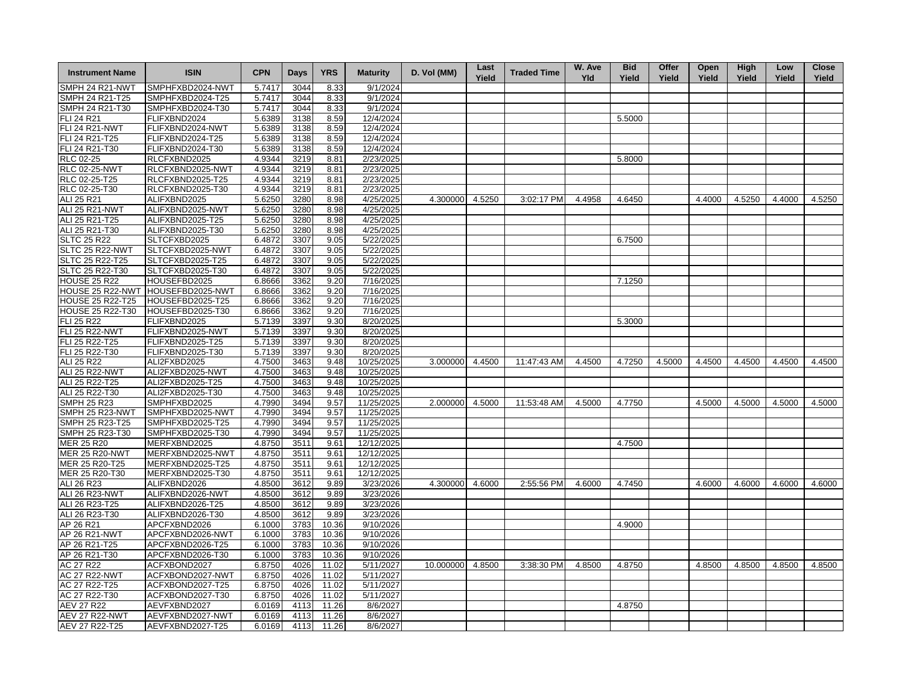| Instrument Name | ISIN | CPN | Days | YRS | Maturity | D. Vol (MM) | Last Yield | Traded Time | W. Ave Yld | Bid Yield | Offer Yield | Open Yield | High Yield | Low Yield | Close Yield |
|---|---|---|---|---|---|---|---|---|---|---|---|---|---|---|---|
| SMPH 24 R21-NWT | SMPHFXBD2024-NWT | 5.7417 | 3044 | 8.33 | 9/1/2024 | | | | | | | | | | |
| SMPH 24 R21-T25 | SMPHFXBD2024-T25 | 5.7417 | 3044 | 8.33 | 9/1/2024 | | | | | | | | | | |
| SMPH 24 R21-T30 | SMPHFXBD2024-T30 | 5.7417 | 3044 | 8.33 | 9/1/2024 | | | | | | | | | | |
| FLI 24 R21 | FLIFXBND2024 | 5.6389 | 3138 | 8.59 | 12/4/2024 | | | | | 5.5000 | | | | | |
| FLI 24 R21-NWT | FLIFXBND2024-NWT | 5.6389 | 3138 | 8.59 | 12/4/2024 | | | | | | | | | | |
| FLI 24 R21-T25 | FLIFXBND2024-T25 | 5.6389 | 3138 | 8.59 | 12/4/2024 | | | | | | | | | | |
| FLI 24 R21-T30 | FLIFXBND2024-T30 | 5.6389 | 3138 | 8.59 | 12/4/2024 | | | | | | | | | | |
| RLC 02-25 | RLCFXBND2025 | 4.9344 | 3219 | 8.81 | 2/23/2025 | | | | | 5.8000 | | | | | |
| RLC 02-25-NWT | RLCFXBND2025-NWT | 4.9344 | 3219 | 8.81 | 2/23/2025 | | | | | | | | | | |
| RLC 02-25-T25 | RLCFXBND2025-T25 | 4.9344 | 3219 | 8.81 | 2/23/2025 | | | | | | | | | | |
| RLC 02-25-T30 | RLCFXBND2025-T30 | 4.9344 | 3219 | 8.81 | 2/23/2025 | | | | | | | | | | |
| ALI 25 R21 | ALIFXBND2025 | 5.6250 | 3280 | 8.98 | 4/25/2025 | 4.300000 | 4.5250 | 3:02:17 PM | 4.4958 | 4.6450 | | 4.4000 | 4.5250 | 4.4000 | 4.5250 |
| ALI 25 R21-NWT | ALIFXBND2025-NWT | 5.6250 | 3280 | 8.98 | 4/25/2025 | | | | | | | | | | |
| ALI 25 R21-T25 | ALIFXBND2025-T25 | 5.6250 | 3280 | 8.98 | 4/25/2025 | | | | | | | | | | |
| ALI 25 R21-T30 | ALIFXBND2025-T30 | 5.6250 | 3280 | 8.98 | 4/25/2025 | | | | | | | | | | |
| SLTC 25 R22 | SLTCFXBD2025 | 6.4872 | 3307 | 9.05 | 5/22/2025 | | | | | 6.7500 | | | | | |
| SLTC 25 R22-NWT | SLTCFXBD2025-NWT | 6.4872 | 3307 | 9.05 | 5/22/2025 | | | | | | | | | | |
| SLTC 25 R22-T25 | SLTCFXBD2025-T25 | 6.4872 | 3307 | 9.05 | 5/22/2025 | | | | | | | | | | |
| SLTC 25 R22-T30 | SLTCFXBD2025-T30 | 6.4872 | 3307 | 9.05 | 5/22/2025 | | | | | | | | | | |
| HOUSE 25 R22 | HOUSEFBD2025 | 6.8666 | 3362 | 9.20 | 7/16/2025 | | | | | 7.1250 | | | | | |
| HOUSE 25 R22-NWT | HOUSEFBD2025-NWT | 6.8666 | 3362 | 9.20 | 7/16/2025 | | | | | | | | | | |
| HOUSE 25 R22-T25 | HOUSEFBD2025-T25 | 6.8666 | 3362 | 9.20 | 7/16/2025 | | | | | | | | | | |
| HOUSE 25 R22-T30 | HOUSEFBD2025-T30 | 6.8666 | 3362 | 9.20 | 7/16/2025 | | | | | | | | | | |
| FLI 25 R22 | FLIFXBND2025 | 5.7139 | 3397 | 9.30 | 8/20/2025 | | | | | 5.3000 | | | | | |
| FLI 25 R22-NWT | FLIFXBND2025-NWT | 5.7139 | 3397 | 9.30 | 8/20/2025 | | | | | | | | | | |
| FLI 25 R22-T25 | FLIFXBND2025-T25 | 5.7139 | 3397 | 9.30 | 8/20/2025 | | | | | | | | | | |
| FLI 25 R22-T30 | FLIFXBND2025-T30 | 5.7139 | 3397 | 9.30 | 8/20/2025 | | | | | | | | | | |
| ALI 25 R22 | ALI2FXBD2025 | 4.7500 | 3463 | 9.48 | 10/25/2025 | 3.000000 | 4.4500 | 11:47:43 AM | 4.4500 | 4.7250 | 4.5000 | 4.4500 | 4.4500 | 4.4500 | 4.4500 |
| ALI 25 R22-NWT | ALI2FXBD2025-NWT | 4.7500 | 3463 | 9.48 | 10/25/2025 | | | | | | | | | | |
| ALI 25 R22-T25 | ALI2FXBD2025-T25 | 4.7500 | 3463 | 9.48 | 10/25/2025 | | | | | | | | | | |
| ALI 25 R22-T30 | ALI2FXBD2025-T30 | 4.7500 | 3463 | 9.48 | 10/25/2025 | | | | | | | | | | |
| SMPH 25 R23 | SMPHFXBD2025 | 4.7990 | 3494 | 9.57 | 11/25/2025 | 2.000000 | 4.5000 | 11:53:48 AM | 4.5000 | 4.7750 | | 4.5000 | 4.5000 | 4.5000 | 4.5000 |
| SMPH 25 R23-NWT | SMPHFXBD2025-NWT | 4.7990 | 3494 | 9.57 | 11/25/2025 | | | | | | | | | | |
| SMPH 25 R23-T25 | SMPHFXBD2025-T25 | 4.7990 | 3494 | 9.57 | 11/25/2025 | | | | | | | | | | |
| SMPH 25 R23-T30 | SMPHFXBD2025-T30 | 4.7990 | 3494 | 9.57 | 11/25/2025 | | | | | | | | | | |
| MER 25 R20 | MERFXBND2025 | 4.8750 | 3511 | 9.61 | 12/12/2025 | | | | | 4.7500 | | | | | |
| MER 25 R20-NWT | MERFXBND2025-NWT | 4.8750 | 3511 | 9.61 | 12/12/2025 | | | | | | | | | | |
| MER 25 R20-T25 | MERFXBND2025-T25 | 4.8750 | 3511 | 9.61 | 12/12/2025 | | | | | | | | | | |
| MER 25 R20-T30 | MERFXBND2025-T30 | 4.8750 | 3511 | 9.61 | 12/12/2025 | | | | | | | | | | |
| ALI 26 R23 | ALIFXBND2026 | 4.8500 | 3612 | 9.89 | 3/23/2026 | 4.300000 | 4.6000 | 2:55:56 PM | 4.6000 | 4.7450 | | 4.6000 | 4.6000 | 4.6000 | 4.6000 |
| ALI 26 R23-NWT | ALIFXBND2026-NWT | 4.8500 | 3612 | 9.89 | 3/23/2026 | | | | | | | | | | |
| ALI 26 R23-T25 | ALIFXBND2026-T25 | 4.8500 | 3612 | 9.89 | 3/23/2026 | | | | | | | | | | |
| ALI 26 R23-T30 | ALIFXBND2026-T30 | 4.8500 | 3612 | 9.89 | 3/23/2026 | | | | | | | | | | |
| AP 26 R21 | APCFXBND2026 | 6.1000 | 3783 | 10.36 | 9/10/2026 | | | | | 4.9000 | | | | | |
| AP 26 R21-NWT | APCFXBND2026-NWT | 6.1000 | 3783 | 10.36 | 9/10/2026 | | | | | | | | | | |
| AP 26 R21-T25 | APCFXBND2026-T25 | 6.1000 | 3783 | 10.36 | 9/10/2026 | | | | | | | | | | |
| AP 26 R21-T30 | APCFXBND2026-T30 | 6.1000 | 3783 | 10.36 | 9/10/2026 | | | | | | | | | | |
| AC 27 R22 | ACFXBOND2027 | 6.8750 | 4026 | 11.02 | 5/11/2027 | 10.000000 | 4.8500 | 3:38:30 PM | 4.8500 | 4.8750 | | 4.8500 | 4.8500 | 4.8500 | 4.8500 |
| AC 27 R22-NWT | ACFXBOND2027-NWT | 6.8750 | 4026 | 11.02 | 5/11/2027 | | | | | | | | | | |
| AC 27 R22-T25 | ACFXBOND2027-T25 | 6.8750 | 4026 | 11.02 | 5/11/2027 | | | | | | | | | | |
| AC 27 R22-T30 | ACFXBOND2027-T30 | 6.8750 | 4026 | 11.02 | 5/11/2027 | | | | | | | | | | |
| AEV 27 R22 | AEVFXBND2027 | 6.0169 | 4113 | 11.26 | 8/6/2027 | | | | | 4.8750 | | | | | |
| AEV 27 R22-NWT | AEVFXBND2027-NWT | 6.0169 | 4113 | 11.26 | 8/6/2027 | | | | | | | | | | |
| AEV 27 R22-T25 | AEVFXBND2027-T25 | 6.0169 | 4113 | 11.26 | 8/6/2027 | | | | | | | | | | |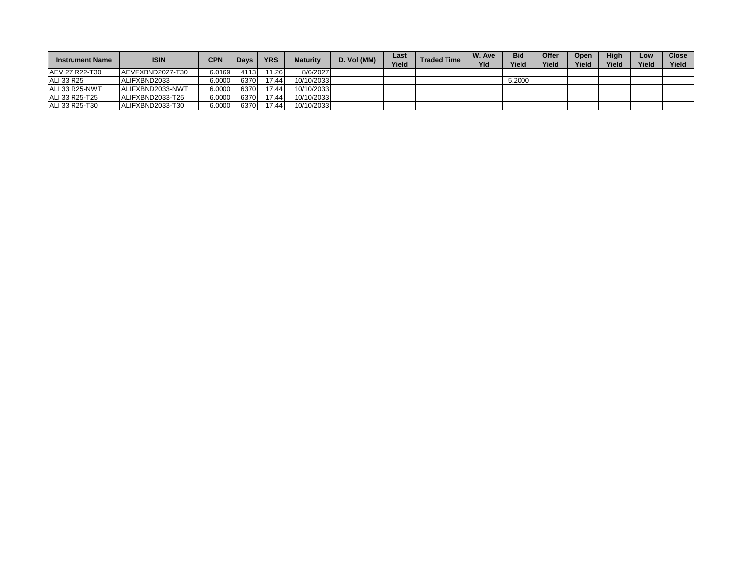| Instrument Name | ISIN | CPN | Days | YRS | Maturity | D. Vol (MM) | Last Yield | Traded Time | W. Ave Yld | Bid Yield | Offer Yield | Open Yield | High Yield | Low Yield | Close Yield |
|---|---|---|---|---|---|---|---|---|---|---|---|---|---|---|---|
| AEV 27 R22-T30 | AEVFXBND2027-T30 | 6.0169 | 4113 | 11.26 | 8/6/2027 | | | | | | | | | | |
| ALI 33 R25 | ALIFXBND2033 | 6.0000 | 6370 | 17.44 | 10/10/2033 | | | | | 5.2000 | | | | | |
| ALI 33 R25-NWT | ALIFXBND2033-NWT | 6.0000 | 6370 | 17.44 | 10/10/2033 | | | | | | | | | | |
| ALI 33 R25-T25 | ALIFXBND2033-T25 | 6.0000 | 6370 | 17.44 | 10/10/2033 | | | | | | | | | | |
| ALI 33 R25-T30 | ALIFXBND2033-T30 | 6.0000 | 6370 | 17.44 | 10/10/2033 | | | | | | | | | | |